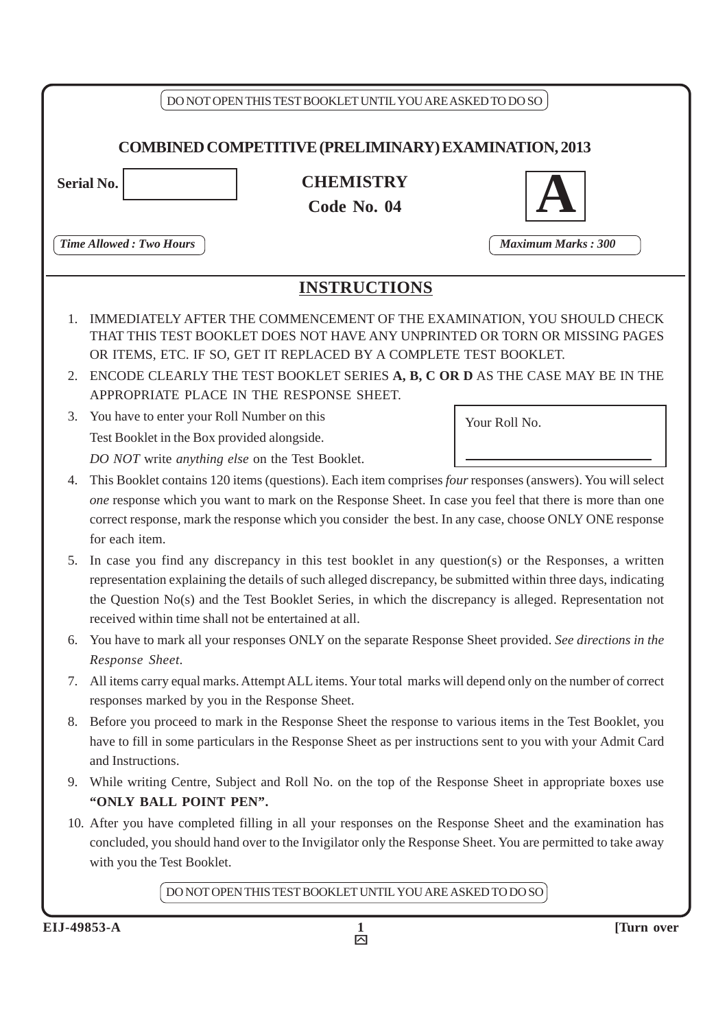DO NOT OPEN THIS TEST BOOKLET UNTIL YOU ARE ASKED TO DO SO

## COMBINED COMPETITIVE (PRELIMINARY) EXAMINATION, 2013

**Serial No.**

**CHEMISTRY**

**Code No. 04**

**A**

*Time Allowed : Two Hours*

*Maximum Marks : 300*

## INSTRUCTIONS

1. IMMEDIATELY AFTER THE COMMENCEMENT OF THE EXAMINATION, YOU SHOULD CHECK THAT THIS TEST BOOKLET DOES NOT HAVE ANY UNPRINTED OR TORN OR MISSING PAGES OR ITEMS, ETC. IF SO, GET IT REPLACED BY A COMPLETE TEST BOOKLET.
2. ENCODE CLEARLY THE TEST BOOKLET SERIES **A, B, C OR D** AS THE CASE MAY BE IN THE APPROPRIATE PLACE IN THE RESPONSE SHEET.
3. You have to enter your Roll Number on this Test Booklet in the Box provided alongside. *DO NOT* write *anything else* on the Test Booklet.

   Your Roll No. ____________

4. This Booklet contains 120 items (questions). Each item comprises *four* responses (answers). You will select *one* response which you want to mark on the Response Sheet. In case you feel that there is more than one correct response, mark the response which you consider the best. In any case, choose ONLY ONE response for each item.
5. In case you find any discrepancy in this test booklet in any question(s) or the Responses, a written representation explaining the details of such alleged discrepancy, be submitted within three days, indicating the Question No(s) and the Test Booklet Series, in which the discrepancy is alleged. Representation not received within time shall not be entertained at all.
6. You have to mark all your responses ONLY on the separate Response Sheet provided. *See directions in the Response Sheet.*
7. All items carry equal marks. Attempt ALL items. Your total marks will depend only on the number of correct responses marked by you in the Response Sheet.
8. Before you proceed to mark in the Response Sheet the response to various items in the Test Booklet, you have to fill in some particulars in the Response Sheet as per instructions sent to you with your Admit Card and Instructions.
9. While writing Centre, Subject and Roll No. on the top of the Response Sheet in appropriate boxes use **"ONLY BALL POINT PEN".**
10. After you have completed filling in all your responses on the Response Sheet and the examination has concluded, you should hand over to the Invigilator only the Response Sheet. You are permitted to take away with you the Test Booklet.

DO NOT OPEN THIS TEST BOOKLET UNTIL YOU ARE ASKED TO DO SO

**EIJ-49853-A** **[Turn over**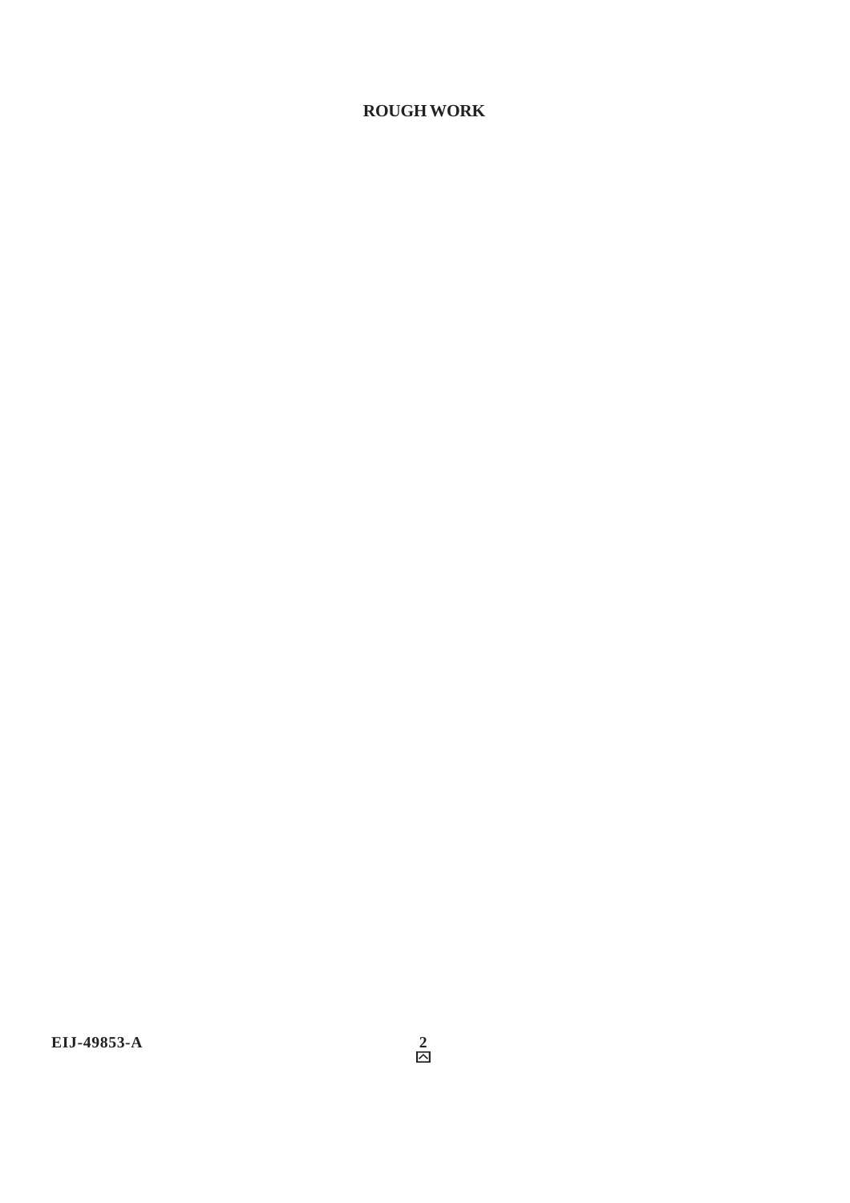**ROUGH WORK**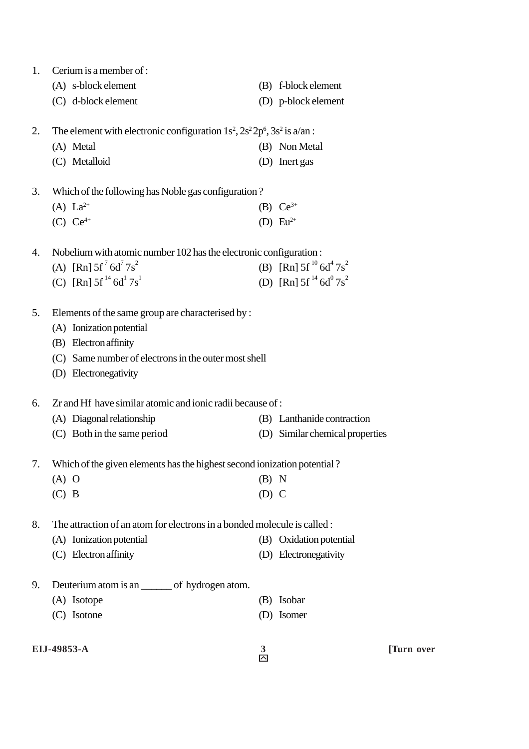1. Cerium is a member of :

   (A) s-block element
   (B) f-block element
   (C) d-block element
   (D) p-block element

2. The element with electronic configuration $1s^2, 2s^2 2p^6, 3s^2$ is a/an :

   (A) Metal
   (B) Non Metal
   (C) Metalloid
   (D) Inert gas

3. Which of the following has Noble gas configuration ?

   (A) $La^{2+}$
   (B) $Ce^{3+}$
   (C) $Ce^{4+}$
   (D) $Eu^{2+}$

4. Nobelium with atomic number 102 has the electronic configuration :

   (A) $[Rn]\ 5f^7\ 6d^7\ 7s^2$
   (B) $[Rn]\ 5f^{10}\ 6d^4\ 7s^2$
   (C) $[Rn]\ 5f^{14}\ 6d^1\ 7s^1$
   (D) $[Rn]\ 5f^{14}\ 6d^0\ 7s^2$

5. Elements of the same group are characterised by :

   (A) Ionization potential
   (B) Electron affinity
   (C) Same number of electrons in the outer most shell
   (D) Electronegativity

6. Zr and Hf have similar atomic and ionic radii because of :

   (A) Diagonal relationship
   (B) Lanthanide contraction
   (C) Both in the same period
   (D) Similar chemical properties

7. Which of the given elements has the highest second ionization potential ?

   (A) O
   (B) N
   (C) B
   (D) C

8. The attraction of an atom for electrons in a bonded molecule is called :

   (A) Ionization potential
   (B) Oxidation potential
   (C) Electron affinity
   (D) Electronegativity

9. Deuterium atom is an ______ of hydrogen atom.

   (A) Isotope
   (B) Isobar
   (C) Isotone
   (D) Isomer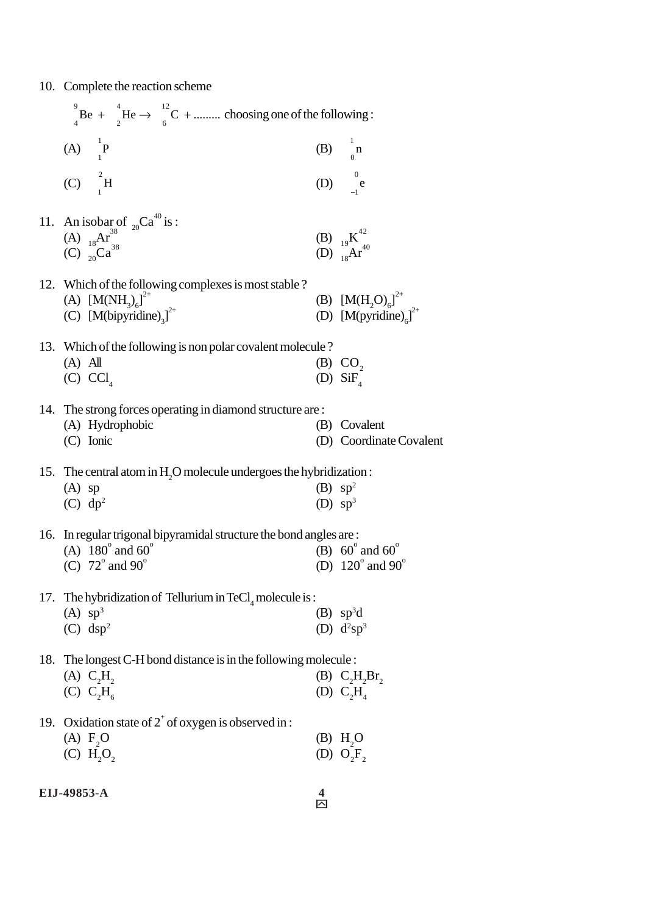10. Complete the reaction scheme

    ${}^{9}_{4}Be + {}^{4}_{2}He \rightarrow {}^{12}_{6}C +$ ......... choosing one of the following :

    (A) ${}^{1}_{1}P$
    (B) ${}^{1}_{0}n$
    (C) ${}^{2}_{1}H$
    (D) ${}^{0}_{-1}e$

11. An isobar of ${}_{20}Ca^{40}$ is :
    (A) ${}_{18}Ar^{38}$
    (B) ${}_{19}K^{42}$
    (C) ${}_{20}Ca^{38}$
    (D) ${}_{18}Ar^{40}$

12. Which of the following complexes is most stable ?
    (A) $[M(NH_3)_6]^{2+}$
    (B) $[M(H_2O)_6]^{2+}$
    (C) $[M(bipyridine)_3]^{2+}$
    (D) $[M(pyridine)_6]^{2+}$

13. Which of the following is non polar covalent molecule ?
    (A) All
    (B) $CO_2$
    (C) $CCl_4$
    (D) $SiF_4$

14. The strong forces operating in diamond structure are :
    (A) Hydrophobic
    (B) Covalent
    (C) Ionic
    (D) Coordinate Covalent

15. The central atom in $H_2O$ molecule undergoes the hybridization :
    (A) sp
    (B) $sp^2$
    (C) $dp^2$
    (D) $sp^3$

16. In regular trigonal bipyramidal structure the bond angles are :
    (A) $180^o$ and $60^o$
    (B) $60^o$ and $60^o$
    (C) $72^o$ and $90^o$
    (D) $120^o$ and $90^o$

17. The hybridization of Tellurium in $TeCl_4$ molecule is :
    (A) $sp^3$
    (B) $sp^3d$
    (C) $dsp^2$
    (D) $d^2sp^3$

18. The longest C-H bond distance is in the following molecule :
    (A) $C_2H_2$
    (B) $C_2H_2Br_2$
    (C) $C_2H_6$
    (D) $C_2H_4$

19. Oxidation state of $2^+$ of oxygen is observed in :
    (A) $F_2O$
    (B) $H_2O$
    (C) $H_2O_2$
    (D) $O_2F_2$

EIJ-49853-A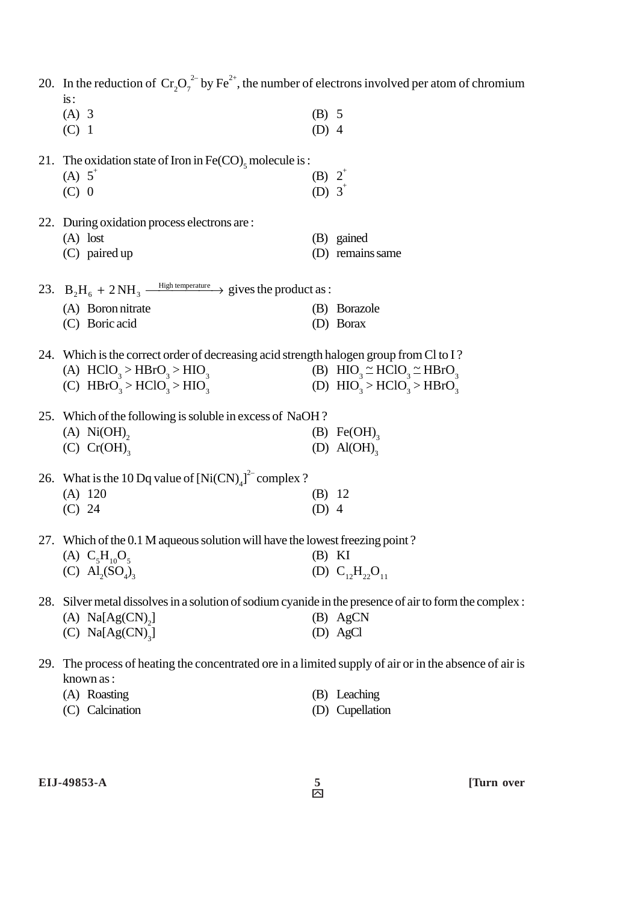20. In the reduction of $Cr_2O_7^{2-}$ by $Fe^{2+}$, the number of electrons involved per atom of chromium is :

(A) 3 (B) 5

(C) 1 (D) 4

21. The oxidation state of Iron in $Fe(CO)_5$ molecule is :

(A) $5^+$ (B) $2^+$

(C) 0 (D) $3^+$

22. During oxidation process electrons are :

(A) lost (B) gained

(C) paired up (D) remains same

23. $B_2H_6 + 2NH_3 \xrightarrow{\text{High temperature}}$ gives the product as :

(A) Boron nitrate (B) Borazole

(C) Boric acid (D) Borax

24. Which is the correct order of decreasing acid strength halogen group from Cl to I ?

(A) $HClO_3 > HBrO_3 > HIO_3$ (B) $HIO_3 \simeq HClO_3 \simeq HBrO_3$

(C) $HBrO_3 > HClO_3 > HIO_3$ (D) $HIO_3 > HClO_3 > HBrO_3$

25. Which of the following is soluble in excess of NaOH ?

(A) $Ni(OH)_2$ (B) $Fe(OH)_3$

(C) $Cr(OH)_3$ (D) $Al(OH)_3$

26. What is the 10 Dq value of $[Ni(CN)_4]^{2-}$ complex ?

(A) 120 (B) 12

(C) 24 (D) 4

27. Which of the 0.1 M aqueous solution will have the lowest freezing point ?

(A) $C_5H_{10}O_5$ (B) KI

(C) $Al_2(SO_4)_3$ (D) $C_{12}H_{22}O_{11}$

28. Silver metal dissolves in a solution of sodium cyanide in the presence of air to form the complex :

(A) $Na[Ag(CN)_2]$ (B) AgCN

(C) $Na[Ag(CN)_3]$ (D) AgCl

29. The process of heating the concentrated ore in a limited supply of air or in the absence of air is known as :

(A) Roasting (B) Leaching

(C) Calcination (D) Cupellation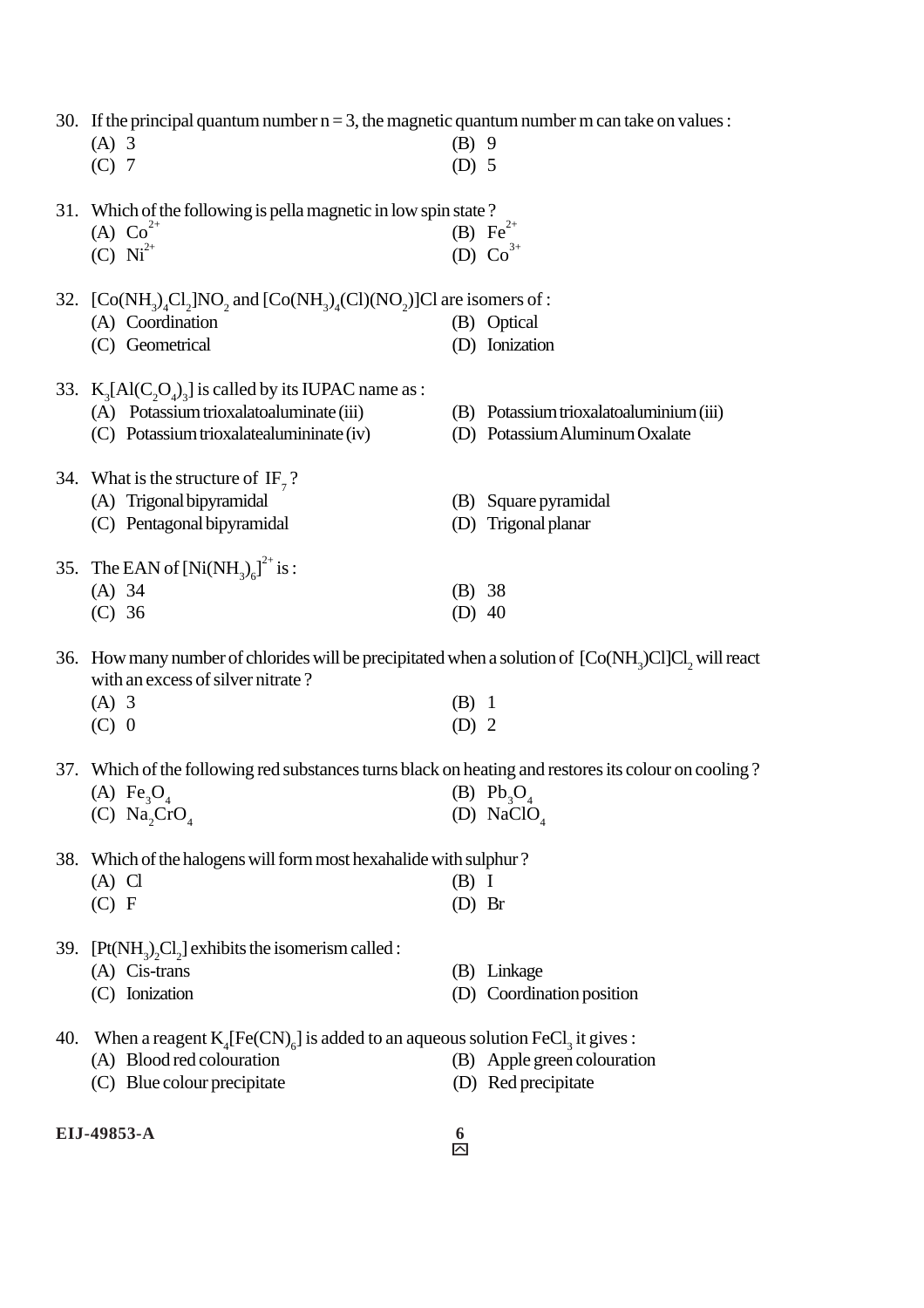30. If the principal quantum number n = 3, the magnetic quantum number m can take on values :

(A) 3 (B) 9

(C) 7 (D) 5

31. Which of the following is pella magnetic in low spin state ?

(A) $Co^{2+}$ (B) $Fe^{2+}$

(C) $Ni^{2+}$ (D) $Co^{3+}$

32. $[Co(NH_3)_4Cl_2]NO_2$ and $[Co(NH_3)_4(Cl)(NO_2)]Cl$ are isomers of :

(A) Coordination (B) Optical

(C) Geometrical (D) Ionization

33. $K_3[Al(C_2O_4)_3]$ is called by its IUPAC name as :

(A) Potassium trioxalatoaluminate (iii) (B) Potassium trioxalatoaluminium (iii)

(C) Potassium trioxalatealumininate (iv) (D) Potassium Aluminum Oxalate

34. What is the structure of $IF_7$ ?

(A) Trigonal bipyramidal (B) Square pyramidal

(C) Pentagonal bipyramidal (D) Trigonal planar

35. The EAN of $[Ni(NH_3)_6]^{2+}$ is :

(A) 34 (B) 38

(C) 36 (D) 40

36. How many number of chlorides will be precipitated when a solution of $[Co(NH_3)Cl]Cl_2$ will react with an excess of silver nitrate ?

(A) 3 (B) 1

(C) 0 (D) 2

37. Which of the following red substances turns black on heating and restores its colour on cooling ?

(A) $Fe_3O_4$ (B) $Pb_3O_4$

(C) $Na_2CrO_4$ (D) $NaClO_4$

38. Which of the halogens will form most hexahalide with sulphur ?

(A) Cl (B) I

(C) F (D) Br

39. $[Pt(NH_3)_2Cl_2]$ exhibits the isomerism called :

(A) Cis-trans (B) Linkage

(C) Ionization (D) Coordination position

40. When a reagent $K_4[Fe(CN)_6]$ is added to an aqueous solution $FeCl_3$ it gives :

(A) Blood red colouration (B) Apple green colouration

(C) Blue colour precipitate (D) Red precipitate

EIJ-49853-A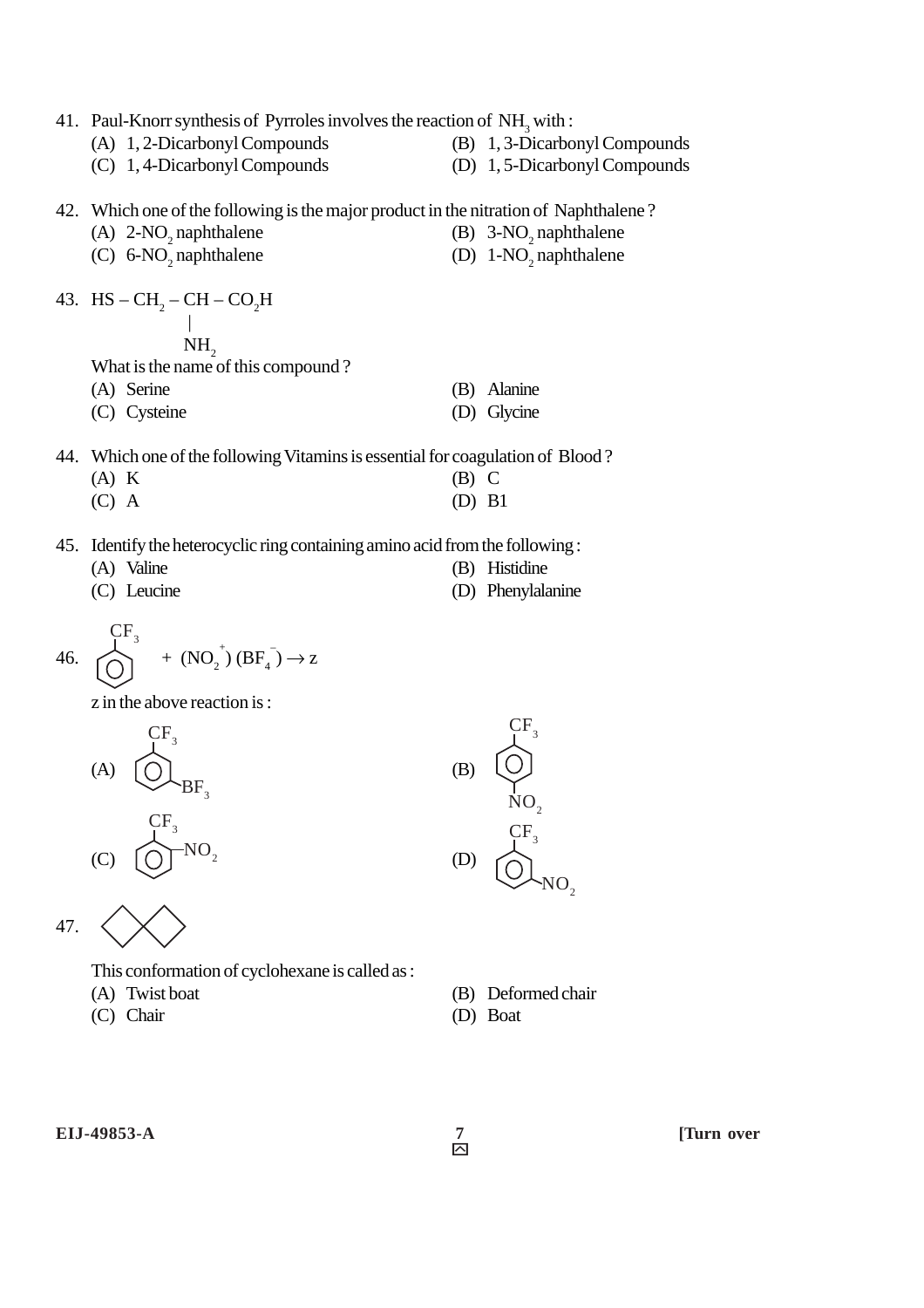41. Paul-Knorr synthesis of Pyrroles involves the reaction of $NH_3$ with :

(A) 1, 2-Dicarbonyl Compounds
(B) 1, 3-Dicarbonyl Compounds
(C) 1, 4-Dicarbonyl Compounds
(D) 1, 5-Dicarbonyl Compounds

42. Which one of the following is the major product in the nitration of Naphthalene ?

(A) 2-$NO_2$ naphthalene
(B) 3-$NO_2$ naphthalene
(C) 6-$NO_2$ naphthalene
(D) 1-$NO_2$ naphthalene

43. $HS - CH_2 - CH(NH_2) - CO_2H$

What is the name of this compound ?

(A) Serine
(B) Alanine
(C) Cysteine
(D) Glycine

44. Which one of the following Vitamins is essential for coagulation of Blood ?

(A) K
(B) C
(C) A
(D) B1

45. Identify the heterocyclic ring containing amino acid from the following :

(A) Valine
(B) Histidine
(C) Leucine
(D) Phenylalanine

46. $C_6H_5CF_3 + (NO_2^+)(BF_4^-) \rightarrow z$

z in the above reaction is :

(A) benzene ring with $CF_3$ and $BF_3$ (meta)
(B) benzene ring with $CF_3$ and $NO_2$ (para)
(C) benzene ring with $CF_3$ and $NO_2$ (ortho)
(D) benzene ring with $CF_3$ and $NO_2$ (meta)

47. (structure: two fused squares)

This conformation of cyclohexane is called as :

(A) Twist boat
(B) Deformed chair
(C) Chair
(D) Boat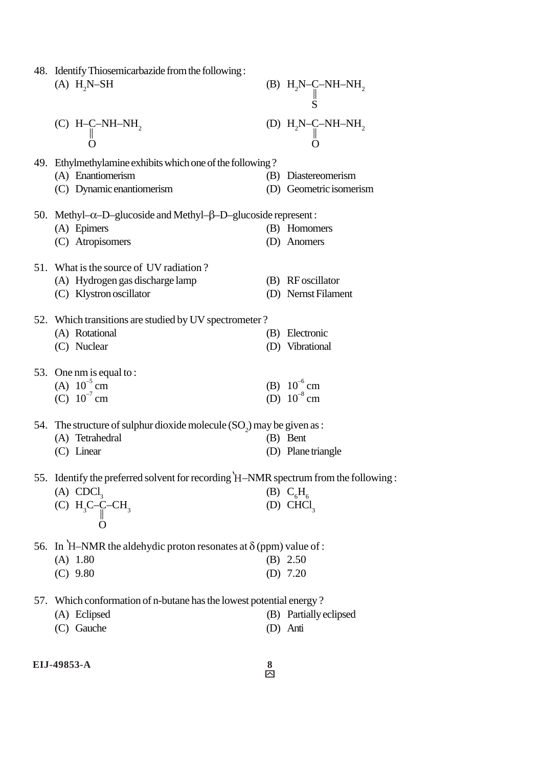48. Identify Thiosemicarbazide from the following :

(A) $H_2N–SH$

(B) $H_2N–\underset{\underset{S}{\|}}{C}–NH–NH_2$

(C) $H–\underset{\underset{O}{\|}}{C}–NH–NH_2$

(D) $H_2N–\underset{\underset{O}{\|}}{C}–NH–NH_2$

49. Ethylmethylamine exhibits which one of the following ?

(A) Enantiomerism

(B) Diastereomerism

(C) Dynamic enantiomerism

(D) Geometric isomerism

50. Methyl–$\alpha$–D–glucoside and Methyl–$\beta$–D–glucoside represent :

(A) Epimers

(B) Homomers

(C) Atropisomers

(D) Anomers

51. What is the source of UV radiation ?

(A) Hydrogen gas discharge lamp

(B) RF oscillator

(C) Klystron oscillator

(D) Nernst Filament

52. Which transitions are studied by UV spectrometer ?

(A) Rotational

(B) Electronic

(C) Nuclear

(D) Vibrational

53. One nm is equal to :

(A) $10^{-5}$ cm

(B) $10^{-6}$ cm

(C) $10^{-7}$ cm

(D) $10^{-8}$ cm

54. The structure of sulphur dioxide molecule ($SO_2$) may be given as :

(A) Tetrahedral

(B) Bent

(C) Linear

(D) Plane triangle

55. Identify the preferred solvent for recording $^1H$–NMR spectrum from the following :

(A) $CDCl_3$

(B) $C_6H_6$

(C) $H_3C–\underset{\underset{O}{\|}}{C}–CH_3$

(D) $CHCl_3$

56. In $^1H$–NMR the aldehydic proton resonates at $\delta$ (ppm) value of :

(A) 1.80

(B) 2.50

(C) 9.80

(D) 7.20

57. Which conformation of n-butane has the lowest potential energy ?

(A) Eclipsed

(B) Partially eclipsed

(C) Gauche

(D) Anti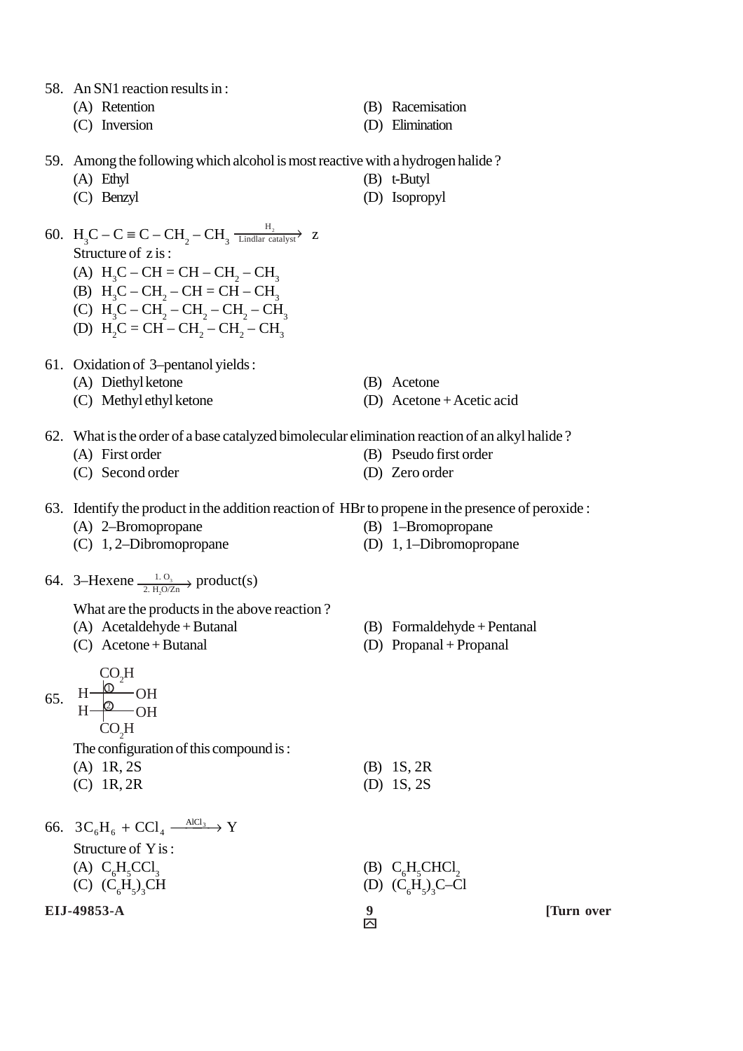58. An SN1 reaction results in :

(A) Retention
(B) Racemisation
(C) Inversion
(D) Elimination

59. Among the following which alcohol is most reactive with a hydrogen halide ?

(A) Ethyl
(B) t-Butyl
(C) Benzyl
(D) Isopropyl

60. $H_3C - C \equiv C - CH_2 - CH_3 \xrightarrow[\text{Lindlar catalyst}]{H_2} z$

Structure of z is :

(A) $H_3C - CH = CH - CH_2 - CH_3$
(B) $H_3C - CH_2 - CH = CH - CH_3$
(C) $H_3C - CH_2 - CH_2 - CH_2 - CH_3$
(D) $H_2C = CH - CH_2 - CH_2 - CH_3$

61. Oxidation of 3–pentanol yields :

(A) Diethyl ketone
(B) Acetone
(C) Methyl ethyl ketone
(D) Acetone + Acetic acid

62. What is the order of a base catalyzed bimolecular elimination reaction of an alkyl halide ?

(A) First order
(B) Pseudo first order
(C) Second order
(D) Zero order

63. Identify the product in the addition reaction of HBr to propene in the presence of peroxide :

(A) 2–Bromopropane
(B) 1–Bromopropane
(C) 1, 2–Dibromopropane
(D) 1, 1–Dibromopropane

64. 3–Hexene $\xrightarrow[\text{2. } H_2O/Zn]{\text{1. } O_3}$ product(s)

What are the products in the above reaction ?

(A) Acetaldehyde + Butanal
(B) Formaldehyde + Pentanal
(C) Acetone + Butanal
(D) Propanal + Propanal

65.

```
      CO2H
  H ──①── OH
  H ──②── OH
      CO2H
```

The configuration of this compound is :

(A) 1R, 2S
(B) 1S, 2R
(C) 1R, 2R
(D) 1S, 2S

66. $3C_6H_6 + CCl_4 \xrightarrow{AlCl_3} Y$

Structure of Y is :

(A) $C_6H_5CCl_3$
(B) $C_6H_5CHCl_2$
(C) $(C_6H_5)_3CH$
(D) $(C_6H_5)_3C–Cl$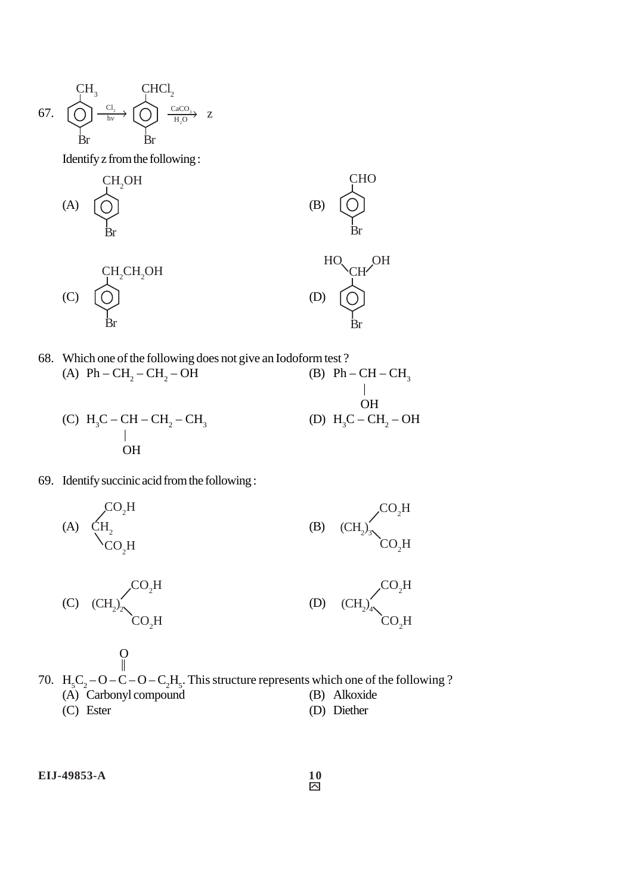67. (4-Bromotoluene, $CH_3$ para to Br) $\xrightarrow[h\nu]{Cl_2}$ (4-Bromobenzal chloride, $CHCl_2$ para to Br) $\xrightarrow[H_2O]{CaCO_3}$ z

Identify z from the following :

(A) Benzene ring with $CH_2OH$ and Br (para)

(B) Benzene ring with $CHO$ and Br (para)

(C) Benzene ring with $CH_2CH_2OH$ and Br (para)

(D) Benzene ring with $CH(OH)_2$ and Br (para)

68. Which one of the following does not give an Iodoform test ?

(A) $Ph - CH_2 - CH_2 - OH$

(B) $Ph - CH(OH) - CH_3$

(C) $H_3C - CH(OH) - CH_2 - CH_3$

(D) $H_3C - CH_2 - OH$

69. Identify succinic acid from the following :

(A) $CH_2(CO_2H)_2$

(B) $(CH_2)_3(CO_2H)_2$

(C) $(CH_2)_2(CO_2H)_2$

(D) $(CH_2)_4(CO_2H)_2$

70. $H_5C_2 - O - C(=O) - O - C_2H_5$. This structure represents which one of the following ?

(A) Carbonyl compound

(B) Alkoxide

(C) Ester

(D) Diether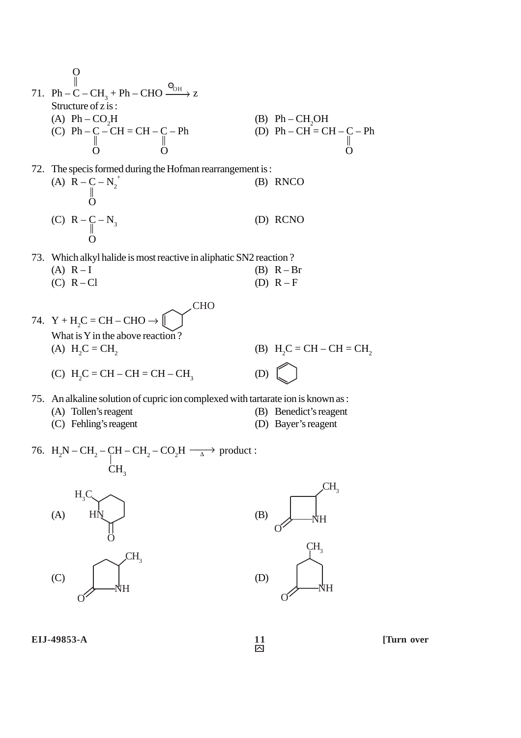71. $Ph-\overset{\overset{O}{\|}}{C}-CH_3 + Ph-CHO \xrightarrow{\ominus OH} z$

Structure of z is :

(A) $Ph-CO_2H$

(B) $Ph-CH_2OH$

(C) $Ph-\underset{\underset{O}{\|}}{C}-CH=CH-\underset{\underset{O}{\|}}{C}-Ph$

(D) $Ph-CH=CH-\underset{\underset{O}{\|}}{C}-Ph$

72. The specis formed during the Hofman rearrangement is :

(A) $R-\underset{\underset{O}{\|}}{C}-N_2^+$

(B) RNCO

(C) $R-\underset{\underset{O}{\|}}{C}-N_3$

(D) RCNO

73. Which alkyl halide is most reactive in aliphatic SN2 reaction ?

(A) R – I

(B) R – Br

(C) R – Cl

(D) R – F

74. $Y + H_2C=CH-CHO \rightarrow$ (cyclohexene ring bearing CHO)

What is Y in the above reaction ?

(A) $H_2C=CH_2$

(B) $H_2C=CH-CH=CH_2$

(C) $H_2C=CH-CH=CH-CH_3$

(D) (cyclohexa-1,3-diene)

75. An alkaline solution of cupric ion complexed with tartarate ion is known as :

(A) Tollen's reagent

(B) Benedict's reagent

(C) Fehling's reagent

(D) Bayer's reagent

76. $H_2N-CH_2-\underset{\underset{CH_3}{|}}{CH}-CH_2-CO_2H \xrightarrow{\Delta}$ product :

(A) (six-membered lactam: ring NH, C=O, with $H_3C$ on carbon adjacent to NH)

(B) (four-membered lactam: C=O, NH, with $CH_3$ on carbon adjacent to NH)

(C) (five-membered lactam: C=O, NH, with $CH_3$ on carbon adjacent to NH)

(D) (five-membered lactam: C=O, NH, with $CH_3$ on carbon at position 4)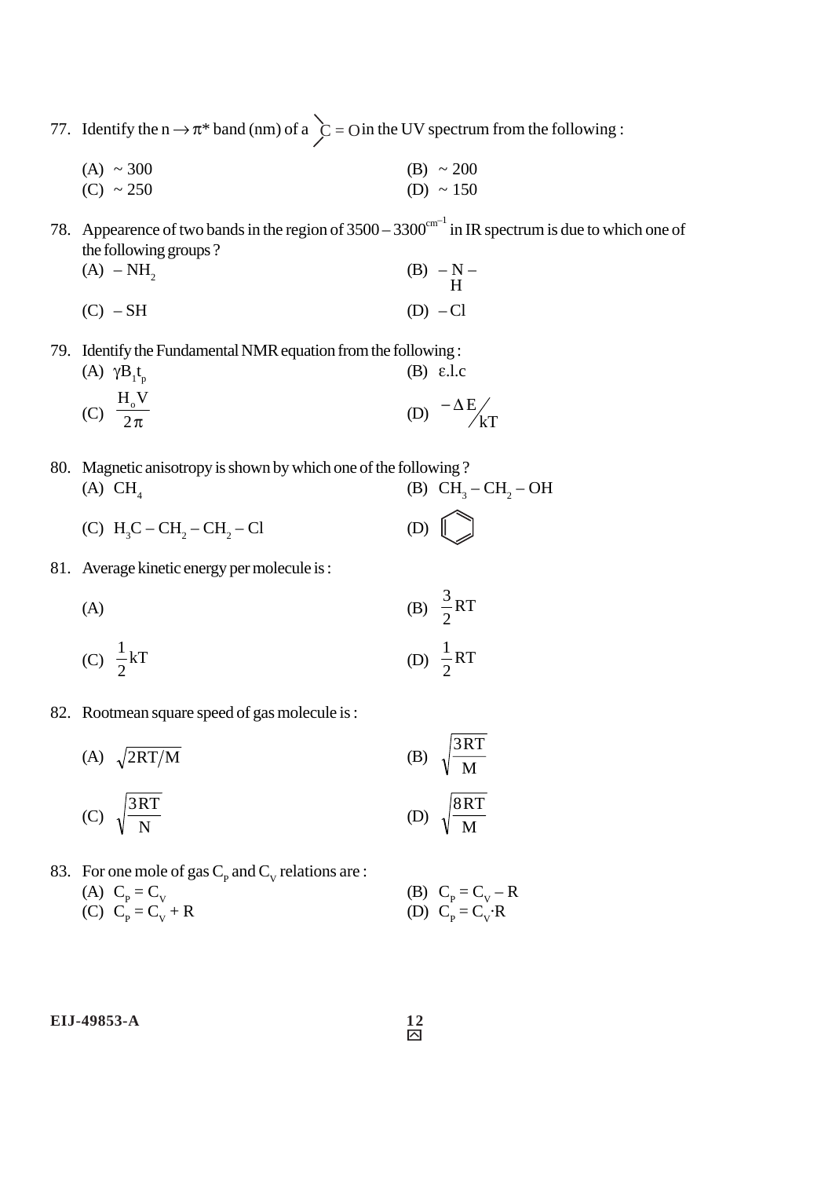77. Identify the $n \rightarrow \pi^*$ band (nm) of a $>C=O$ in the UV spectrum from the following :

(A) ~ 300
(B) ~ 200
(C) ~ 250
(D) ~ 150

78. Appearence of two bands in the region of $3500 - 3300^{cm^{-1}}$ in IR spectrum is due to which one of the following groups ?

(A) $-NH_2$
(B) $-\underset{H}{N}-$
(C) $-SH$
(D) $-Cl$

79. Identify the Fundamental NMR equation from the following :

(A) $\gamma B_1 t_p$
(B) $\varepsilon.l.c$
(C) $\dfrac{H_o V}{2\pi}$
(D) $-\Delta E / kT$

80. Magnetic anisotropy is shown by which one of the following ?

(A) $CH_4$
(B) $CH_3 - CH_2 - OH$
(C) $H_3C - CH_2 - CH_2 - Cl$
(D) (benzene ring)

81. Average kinetic energy per molecule is :

(A)
(B) $\dfrac{3}{2}RT$
(C) $\dfrac{1}{2}kT$
(D) $\dfrac{1}{2}RT$

82. Rootmean square speed of gas molecule is :

(A) $\sqrt{2RT/M}$
(B) $\sqrt{\dfrac{3RT}{M}}$
(C) $\sqrt{\dfrac{3RT}{N}}$
(D) $\sqrt{\dfrac{8RT}{M}}$

83. For one mole of gas $C_P$ and $C_V$ relations are :

(A) $C_P = C_V$
(B) $C_P = C_V - R$
(C) $C_P = C_V + R$
(D) $C_P = C_V \cdot R$

EIJ-49853-A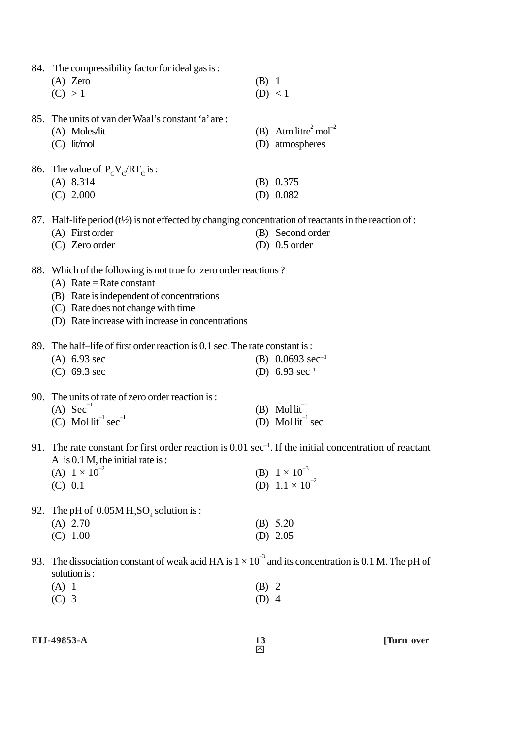84. The compressibility factor for ideal gas is :

(A) Zero
(B) 1
(C) > 1
(D) < 1

85. The units of van der Waal's constant 'a' are :

(A) Moles/lit
(B) Atm $litre^2$ $mol^{-2}$
(C) lit/mol
(D) atmospheres

86. The value of $P_C V_C / RT_C$ is :

(A) 8.314
(B) 0.375
(C) 2.000
(D) 0.082

87. Half-life period (t½) is not effected by changing concentration of reactants in the reaction of :

(A) First order
(B) Second order
(C) Zero order
(D) 0.5 order

88. Which of the following is not true for zero order reactions ?

(A) Rate = Rate constant
(B) Rate is independent of concentrations
(C) Rate does not change with time
(D) Rate increase with increase in concentrations

89. The half–life of first order reaction is 0.1 sec. The rate constant is :

(A) 6.93 sec
(B) 0.0693 $sec^{-1}$
(C) 69.3 sec
(D) 6.93 $sec^{-1}$

90. The units of rate of zero order reaction is :

(A) $Sec^{-1}$
(B) Mol $lit^{-1}$
(C) Mol $lit^{-1}$ $sec^{-1}$
(D) Mol $lit^{-1}$ sec

91. The rate constant for first order reaction is 0.01 $sec^{-1}$. If the initial concentration of reactant A is 0.1 M, the initial rate is :

(A) $1 \times 10^{-2}$
(B) $1 \times 10^{-3}$
(C) 0.1
(D) $1.1 \times 10^{-2}$

92. The pH of 0.05M $H_2SO_4$ solution is :

(A) 2.70
(B) 5.20
(C) 1.00
(D) 2.05

93. The dissociation constant of weak acid HA is $1 \times 10^{-3}$ and its concentration is 0.1 M. The pH of solution is :

(A) 1
(B) 2
(C) 3
(D) 4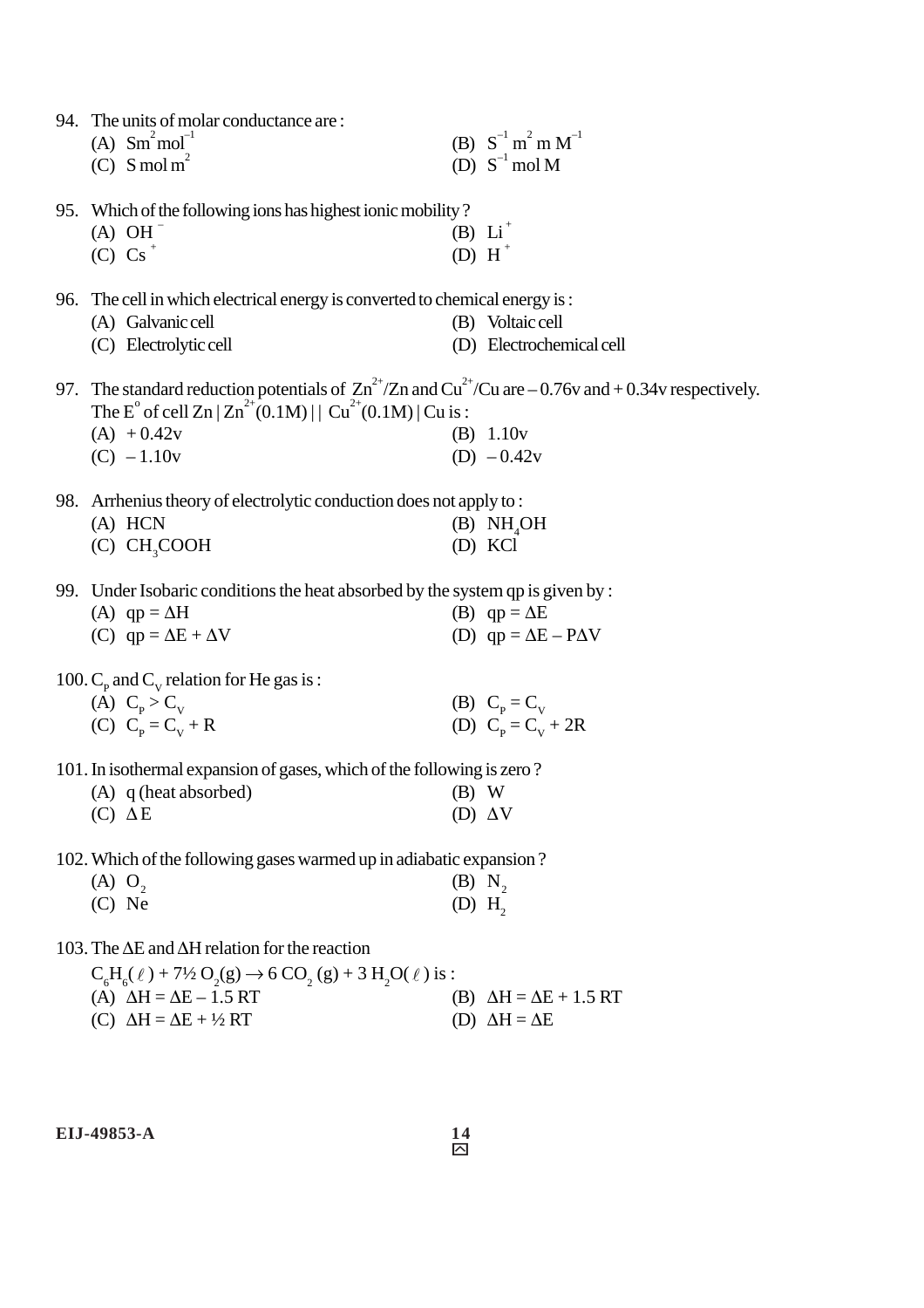94. The units of molar conductance are :

(A) $Sm^2 mol^{-1}$

(B) $S^{-1} m^2 m M^{-1}$

(C) $S mol m^2$

(D) $S^{-1} mol M$

95. Which of the following ions has highest ionic mobility ?

(A) $OH^-$

(B) $Li^+$

(C) $Cs^+$

(D) $H^+$

96. The cell in which electrical energy is converted to chemical energy is :

(A) Galvanic cell

(B) Voltaic cell

(C) Electrolytic cell

(D) Electrochemical cell

97. The standard reduction potentials of $Zn^{2+}/Zn$ and $Cu^{2+}/Cu$ are – 0.76v and + 0.34v respectively. The $E^o$ of cell $Zn | Zn^{2+}(0.1M) || Cu^{2+}(0.1M) | Cu$ is :

(A) + 0.42v

(B) 1.10v

(C) – 1.10v

(D) – 0.42v

98. Arrhenius theory of electrolytic conduction does not apply to :

(A) HCN

(B) $NH_4OH$

(C) $CH_3COOH$

(D) KCl

99. Under Isobaric conditions the heat absorbed by the system qp is given by :

(A) $qp = \Delta H$

(B) $qp = \Delta E$

(C) $qp = \Delta E + \Delta V$

(D) $qp = \Delta E - P\Delta V$

100. $C_P$ and $C_V$ relation for He gas is :

(A) $C_P > C_V$

(B) $C_P = C_V$

(C) $C_P = C_V + R$

(D) $C_P = C_V + 2R$

101. In isothermal expansion of gases, which of the following is zero ?

(A) q (heat absorbed)

(B) W

(C) $\Delta E$

(D) $\Delta V$

102. Which of the following gases warmed up in adiabatic expansion ?

(A) $O_2$

(B) $N_2$

(C) Ne

(D) $H_2$

103. The $\Delta E$ and $\Delta H$ relation for the reaction

$C_6H_6(\ell) + 7\frac{1}{2} O_2(g) \rightarrow 6 CO_2(g) + 3 H_2O(\ell)$ is :

(A) $\Delta H = \Delta E - 1.5 RT$

(B) $\Delta H = \Delta E + 1.5 RT$

(C) $\Delta H = \Delta E + \frac{1}{2} RT$

(D) $\Delta H = \Delta E$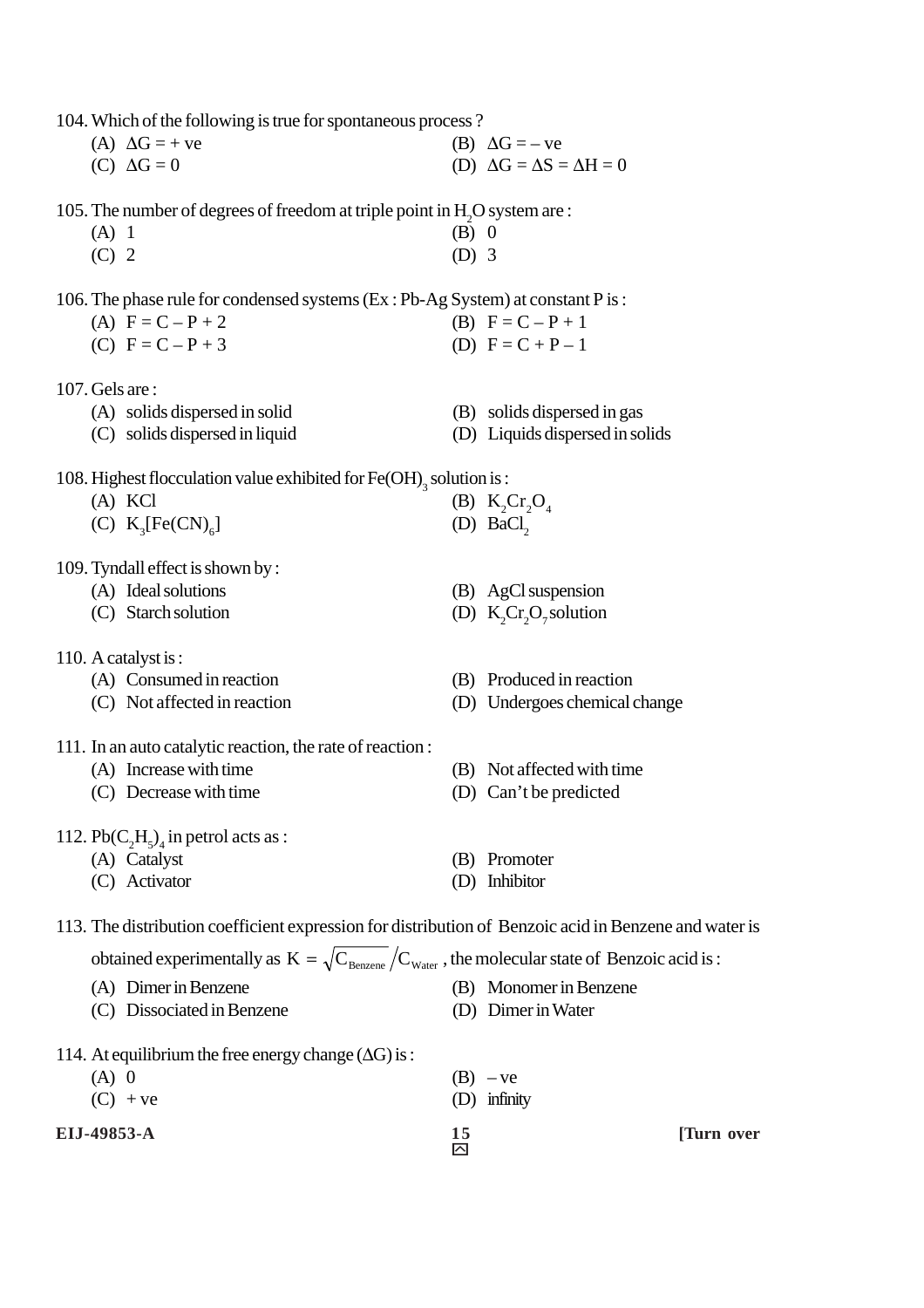104. Which of the following is true for spontaneous process ?

(A) $\Delta G = +$ ve
(B) $\Delta G = -$ ve
(C) $\Delta G = 0$
(D) $\Delta G = \Delta S = \Delta H = 0$

105. The number of degrees of freedom at triple point in $H_2O$ system are :

(A) 1
(B) 0
(C) 2
(D) 3

106. The phase rule for condensed systems (Ex : Pb-Ag System) at constant P is :

(A) $F = C - P + 2$
(B) $F = C - P + 1$
(C) $F = C - P + 3$
(D) $F = C + P - 1$

107. Gels are :

(A) solids dispersed in solid
(B) solids dispersed in gas
(C) solids dispersed in liquid
(D) Liquids dispersed in solids

108. Highest flocculation value exhibited for $Fe(OH)_3$ solution is :

(A) KCl
(B) $K_2Cr_2O_4$
(C) $K_3[Fe(CN)_6]$
(D) $BaCl_2$

109. Tyndall effect is shown by :

(A) Ideal solutions
(B) AgCl suspension
(C) Starch solution
(D) $K_2Cr_2O_7$ solution

110. A catalyst is :

(A) Consumed in reaction
(B) Produced in reaction
(C) Not affected in reaction
(D) Undergoes chemical change

111. In an auto catalytic reaction, the rate of reaction :

(A) Increase with time
(B) Not affected with time
(C) Decrease with time
(D) Can't be predicted

112. $Pb(C_2H_5)_4$ in petrol acts as :

(A) Catalyst
(B) Promoter
(C) Activator
(D) Inhibitor

113. The distribution coefficient expression for distribution of Benzoic acid in Benzene and water is obtained experimentally as $K = \sqrt{C_{Benzene}} / C_{Water}$ , the molecular state of Benzoic acid is :

(A) Dimer in Benzene
(B) Monomer in Benzene
(C) Dissociated in Benzene
(D) Dimer in Water

114. At equilibrium the free energy change ($\Delta G$) is :

(A) 0
(B) $-$ ve
(C) $+$ ve
(D) infinity

[Turn over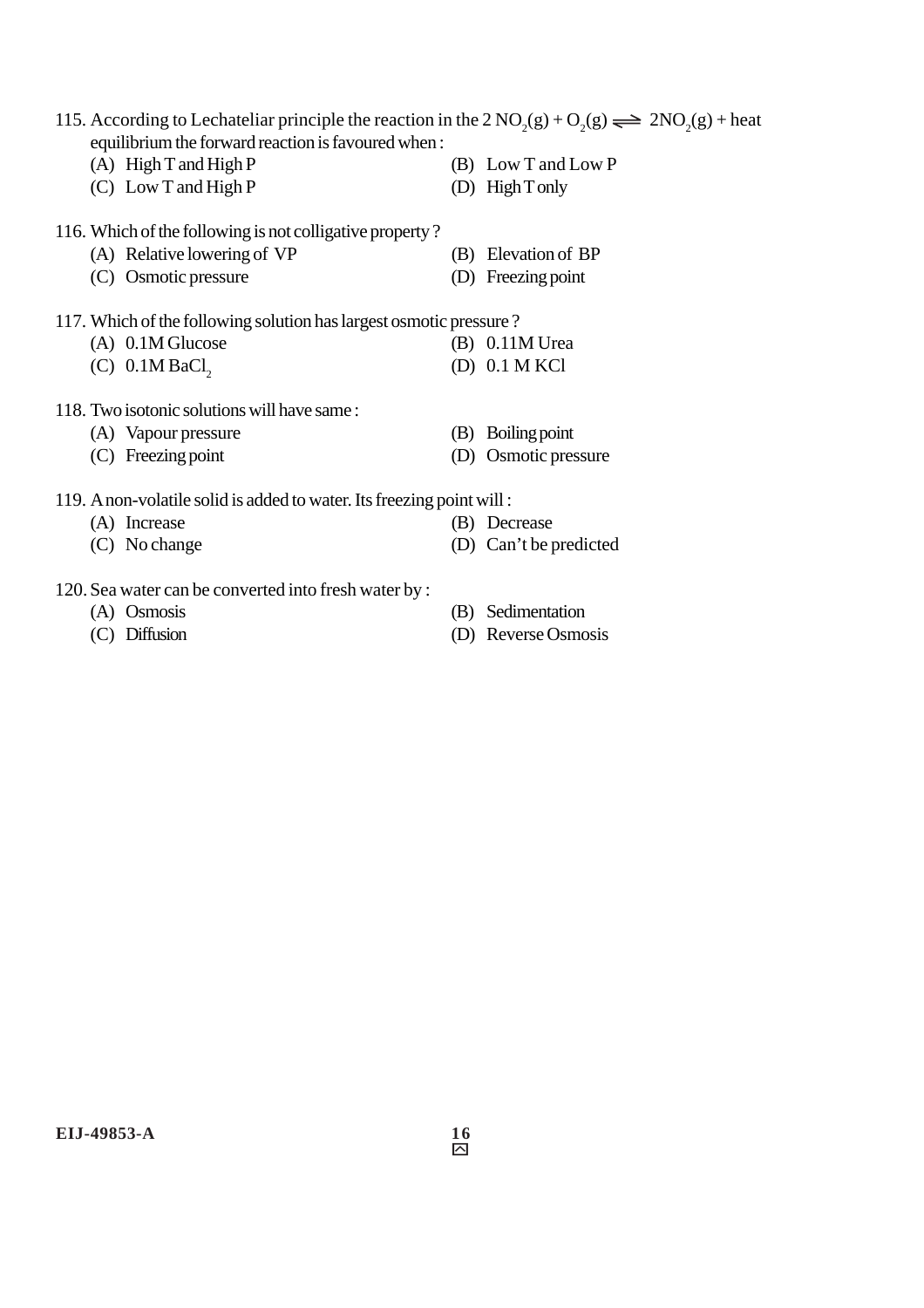115. According to Lechateliar principle the reaction in the $2\,NO_2(g) + O_2(g) \rightleftharpoons 2NO_2(g) + \text{heat}$ equilibrium the forward reaction is favoured when :

(A) High T and High P

(B) Low T and Low P

(C) Low T and High P

(D) High T only

116. Which of the following is not colligative property ?

(A) Relative lowering of VP

(B) Elevation of BP

(C) Osmotic pressure

(D) Freezing point

117. Which of the following solution has largest osmotic pressure ?

(A) 0.1M Glucose

(B) 0.11M Urea

(C) 0.1M $BaCl_2$

(D) 0.1 M KCl

118. Two isotonic solutions will have same :

(A) Vapour pressure

(B) Boiling point

(C) Freezing point

(D) Osmotic pressure

119. A non-volatile solid is added to water. Its freezing point will :

(A) Increase

(B) Decrease

(C) No change

(D) Can't be predicted

120. Sea water can be converted into fresh water by :

(A) Osmosis

(B) Sedimentation

(C) Diffusion

(D) Reverse Osmosis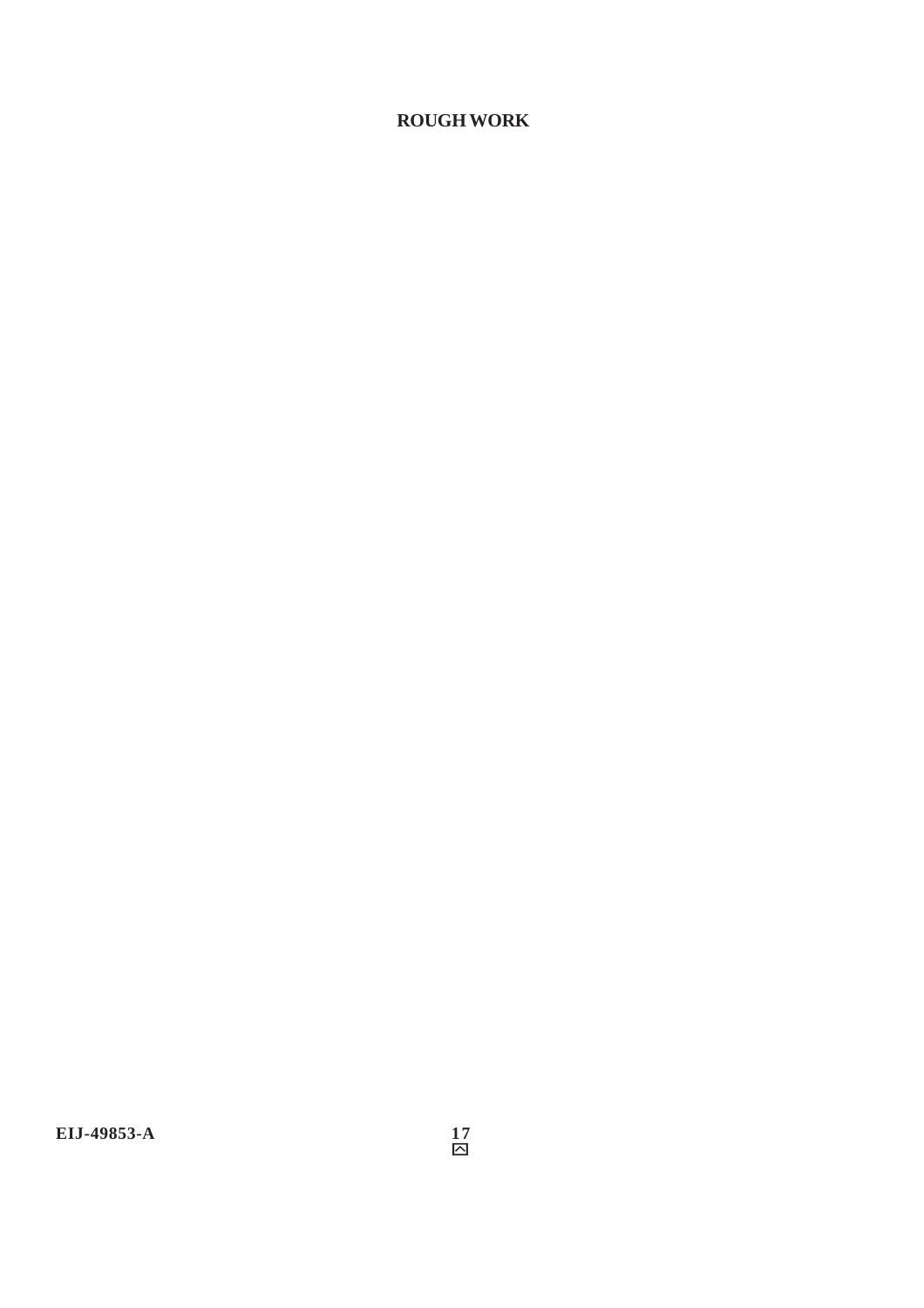**ROUGH WORK**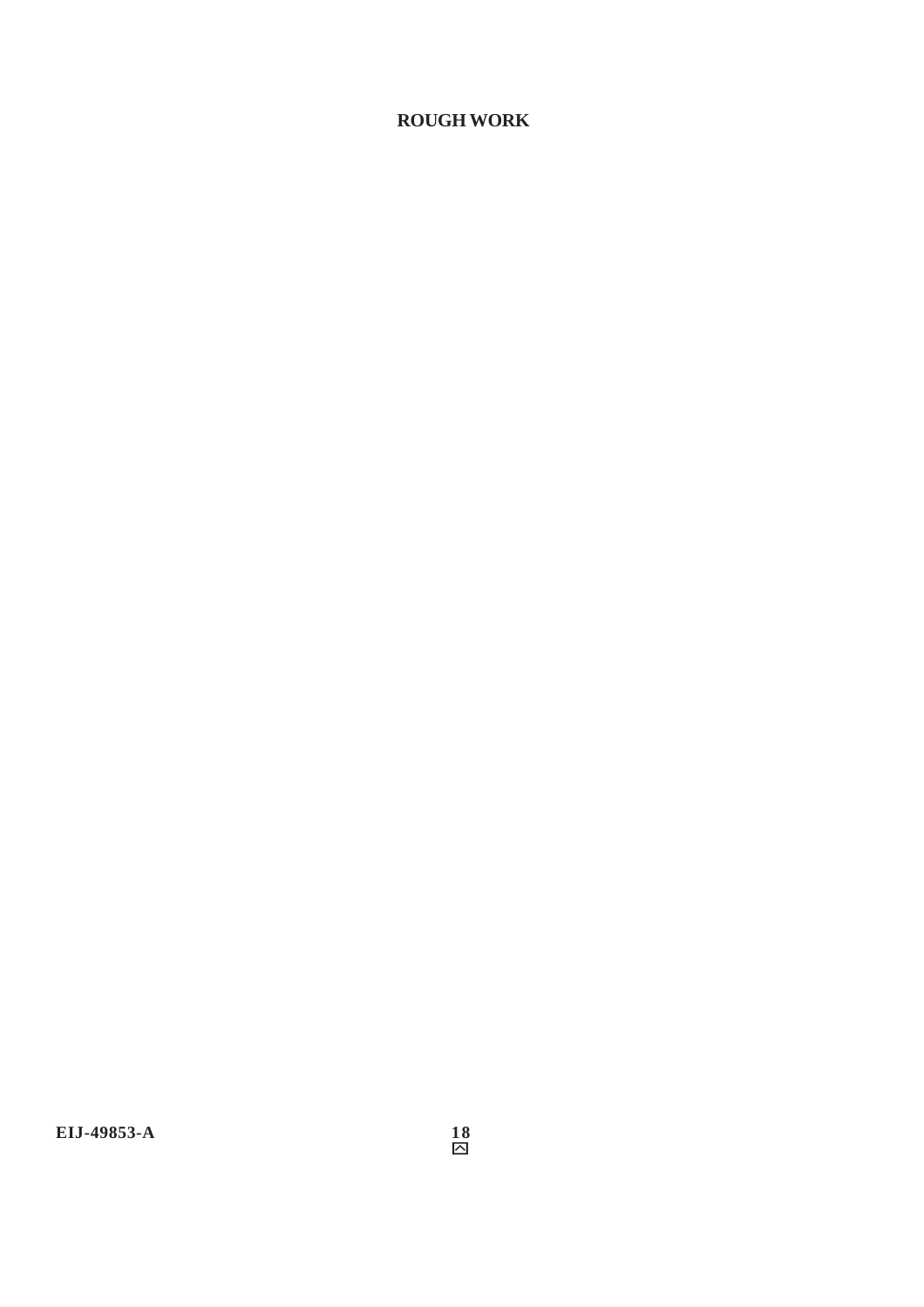**ROUGH WORK**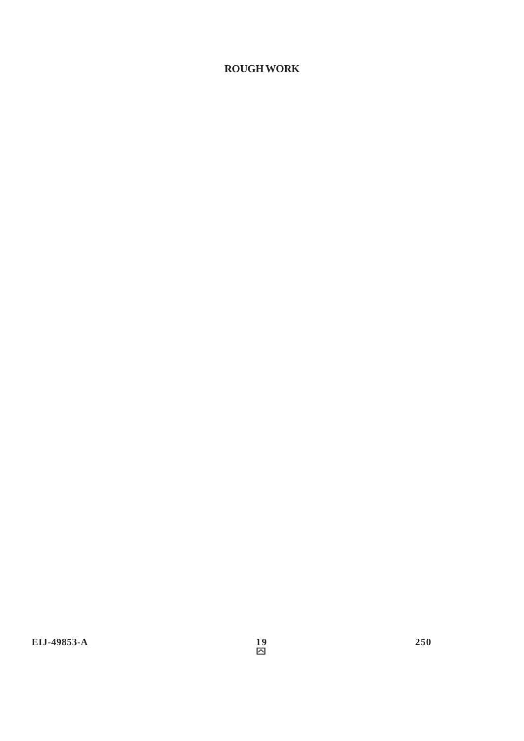**ROUGH WORK**